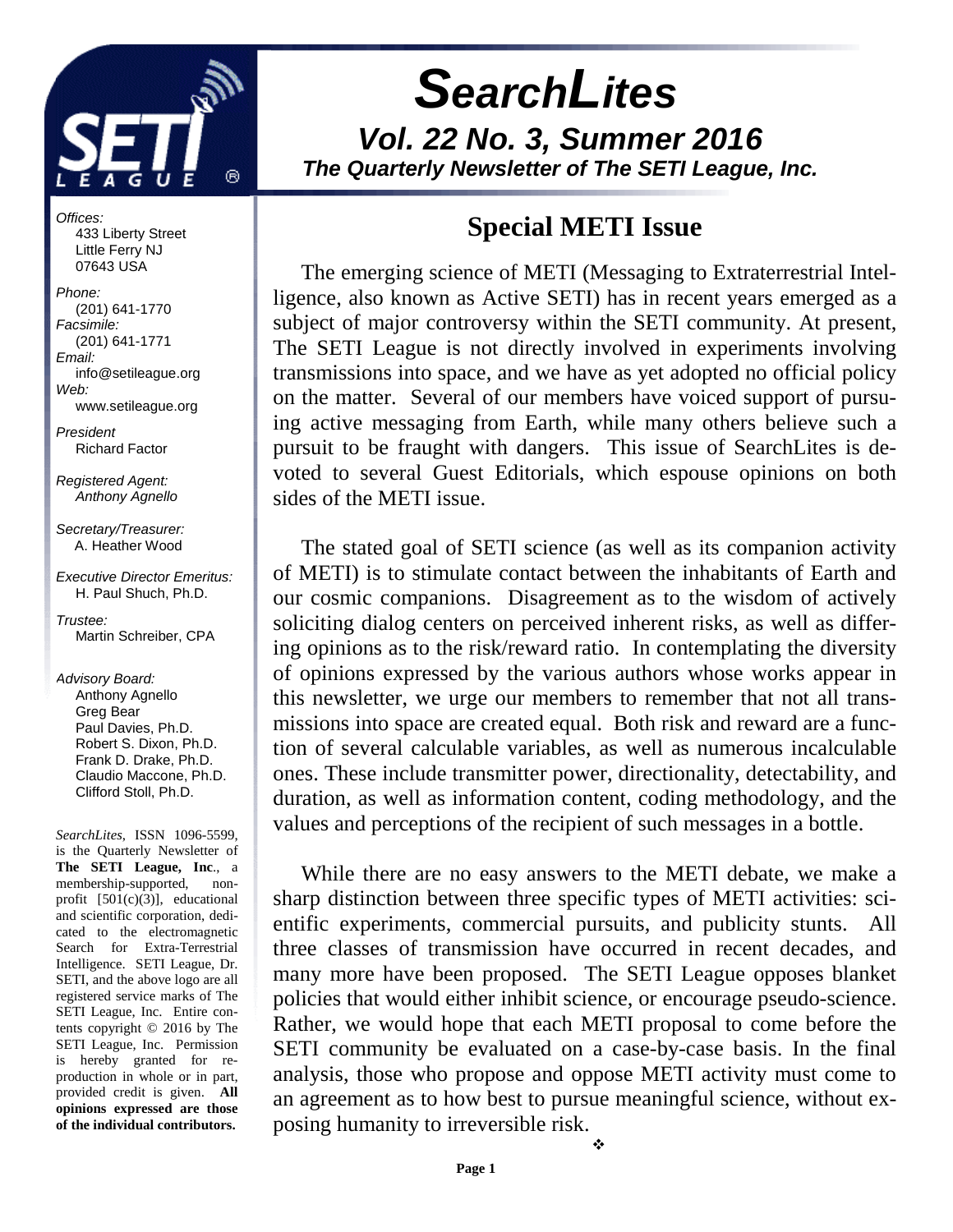# SearchLites

## Vol. 22 No. 3, Summer 2016

### The Quarterly Newsletter of The SETI League, Inc.

*Offices:*
433 Liberty Street
Little Ferry NJ
07643 USA

*Phone:*
(201) 641-1770
*Facsimile:*
(201) 641-1771
*Email:*
info@setileague.org
*Web:*
www.setileague.org

*President*
Richard Factor

*Registered Agent:*
*Anthony Agnello*

*Secretary/Treasurer:*
A. Heather Wood

*Executive Director Emeritus:*
H. Paul Shuch, Ph.D.

*Trustee:*
Martin Schreiber, CPA

*Advisory Board:*
Anthony Agnello
Greg Bear
Paul Davies, Ph.D.
Robert S. Dixon, Ph.D.
Frank D. Drake, Ph.D.
Claudio Maccone, Ph.D.
Clifford Stoll, Ph.D.

*SearchLites*, ISSN 1096-5599, is the Quarterly Newsletter of **The SETI League, Inc**., a membership-supported, non-profit [501(c)(3)], educational and scientific corporation, dedicated to the electromagnetic Search for Extra-Terrestrial Intelligence. SETI League, Dr. SETI, and the above logo are all registered service marks of The SETI League, Inc. Entire contents copyright © 2016 by The SETI League, Inc. Permission is hereby granted for reproduction in whole or in part, provided credit is given. **All opinions expressed are those of the individual contributors.**

## Special METI Issue

The emerging science of METI (Messaging to Extraterrestrial Intelligence, also known as Active SETI) has in recent years emerged as a subject of major controversy within the SETI community. At present, The SETI League is not directly involved in experiments involving transmissions into space, and we have as yet adopted no official policy on the matter. Several of our members have voiced support of pursuing active messaging from Earth, while many others believe such a pursuit to be fraught with dangers. This issue of SearchLites is devoted to several Guest Editorials, which espouse opinions on both sides of the METI issue.

The stated goal of SETI science (as well as its companion activity of METI) is to stimulate contact between the inhabitants of Earth and our cosmic companions. Disagreement as to the wisdom of actively soliciting dialog centers on perceived inherent risks, as well as differing opinions as to the risk/reward ratio. In contemplating the diversity of opinions expressed by the various authors whose works appear in this newsletter, we urge our members to remember that not all transmissions into space are created equal. Both risk and reward are a function of several calculable variables, as well as numerous incalculable ones. These include transmitter power, directionality, detectability, and duration, as well as information content, coding methodology, and the values and perceptions of the recipient of such messages in a bottle.

While there are no easy answers to the METI debate, we make a sharp distinction between three specific types of METI activities: scientific experiments, commercial pursuits, and publicity stunts. All three classes of transmission have occurred in recent decades, and many more have been proposed. The SETI League opposes blanket policies that would either inhibit science, or encourage pseudo-science. Rather, we would hope that each METI proposal to come before the SETI community be evaluated on a case-by-case basis. In the final analysis, those who propose and oppose METI activity must come to an agreement as to how best to pursue meaningful science, without exposing humanity to irreversible risk.

❖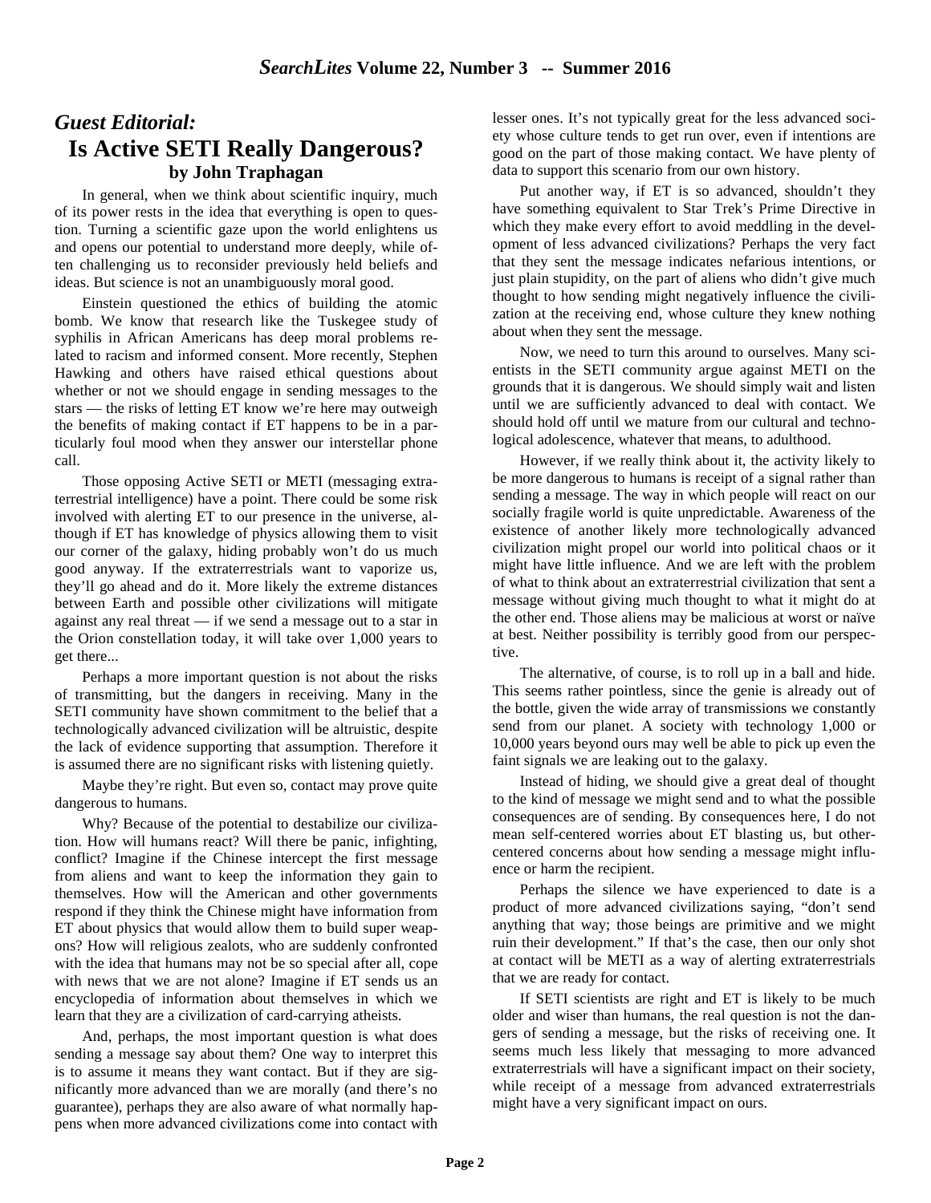## *Guest Editorial:*

# Is Active SETI Really Dangerous?

**by John Traphagan**

In general, when we think about scientific inquiry, much of its power rests in the idea that everything is open to question. Turning a scientific gaze upon the world enlightens us and opens our potential to understand more deeply, while often challenging us to reconsider previously held beliefs and ideas. But science is not an unambiguously moral good.

Einstein questioned the ethics of building the atomic bomb. We know that research like the Tuskegee study of syphilis in African Americans has deep moral problems related to racism and informed consent. More recently, Stephen Hawking and others have raised ethical questions about whether or not we should engage in sending messages to the stars — the risks of letting ET know we're here may outweigh the benefits of making contact if ET happens to be in a particularly foul mood when they answer our interstellar phone call.

Those opposing Active SETI or METI (messaging extraterrestrial intelligence) have a point. There could be some risk involved with alerting ET to our presence in the universe, although if ET has knowledge of physics allowing them to visit our corner of the galaxy, hiding probably won't do us much good anyway. If the extraterrestrials want to vaporize us, they'll go ahead and do it. More likely the extreme distances between Earth and possible other civilizations will mitigate against any real threat — if we send a message out to a star in the Orion constellation today, it will take over 1,000 years to get there...

Perhaps a more important question is not about the risks of transmitting, but the dangers in receiving. Many in the SETI community have shown commitment to the belief that a technologically advanced civilization will be altruistic, despite the lack of evidence supporting that assumption. Therefore it is assumed there are no significant risks with listening quietly.

Maybe they're right. But even so, contact may prove quite dangerous to humans.

Why? Because of the potential to destabilize our civilization. How will humans react? Will there be panic, infighting, conflict? Imagine if the Chinese intercept the first message from aliens and want to keep the information they gain to themselves. How will the American and other governments respond if they think the Chinese might have information from ET about physics that would allow them to build super weapons? How will religious zealots, who are suddenly confronted with the idea that humans may not be so special after all, cope with news that we are not alone? Imagine if ET sends us an encyclopedia of information about themselves in which we learn that they are a civilization of card-carrying atheists.

And, perhaps, the most important question is what does sending a message say about them? One way to interpret this is to assume it means they want contact. But if they are significantly more advanced than we are morally (and there's no guarantee), perhaps they are also aware of what normally happens when more advanced civilizations come into contact with lesser ones. It's not typically great for the less advanced society whose culture tends to get run over, even if intentions are good on the part of those making contact. We have plenty of data to support this scenario from our own history.

Put another way, if ET is so advanced, shouldn't they have something equivalent to Star Trek's Prime Directive in which they make every effort to avoid meddling in the development of less advanced civilizations? Perhaps the very fact that they sent the message indicates nefarious intentions, or just plain stupidity, on the part of aliens who didn't give much thought to how sending might negatively influence the civilization at the receiving end, whose culture they knew nothing about when they sent the message.

Now, we need to turn this around to ourselves. Many scientists in the SETI community argue against METI on the grounds that it is dangerous. We should simply wait and listen until we are sufficiently advanced to deal with contact. We should hold off until we mature from our cultural and technological adolescence, whatever that means, to adulthood.

However, if we really think about it, the activity likely to be more dangerous to humans is receipt of a signal rather than sending a message. The way in which people will react on our socially fragile world is quite unpredictable. Awareness of the existence of another likely more technologically advanced civilization might propel our world into political chaos or it might have little influence. And we are left with the problem of what to think about an extraterrestrial civilization that sent a message without giving much thought to what it might do at the other end. Those aliens may be malicious at worst or naïve at best. Neither possibility is terribly good from our perspective.

The alternative, of course, is to roll up in a ball and hide. This seems rather pointless, since the genie is already out of the bottle, given the wide array of transmissions we constantly send from our planet. A society with technology 1,000 or 10,000 years beyond ours may well be able to pick up even the faint signals we are leaking out to the galaxy.

Instead of hiding, we should give a great deal of thought to the kind of message we might send and to what the possible consequences are of sending. By consequences here, I do not mean self-centered worries about ET blasting us, but other-centered concerns about how sending a message might influence or harm the recipient.

Perhaps the silence we have experienced to date is a product of more advanced civilizations saying, "don't send anything that way; those beings are primitive and we might ruin their development." If that's the case, then our only shot at contact will be METI as a way of alerting extraterrestrials that we are ready for contact.

If SETI scientists are right and ET is likely to be much older and wiser than humans, the real question is not the dangers of sending a message, but the risks of receiving one. It seems much less likely that messaging to more advanced extraterrestrials will have a significant impact on their society, while receipt of a message from advanced extraterrestrials might have a very significant impact on ours.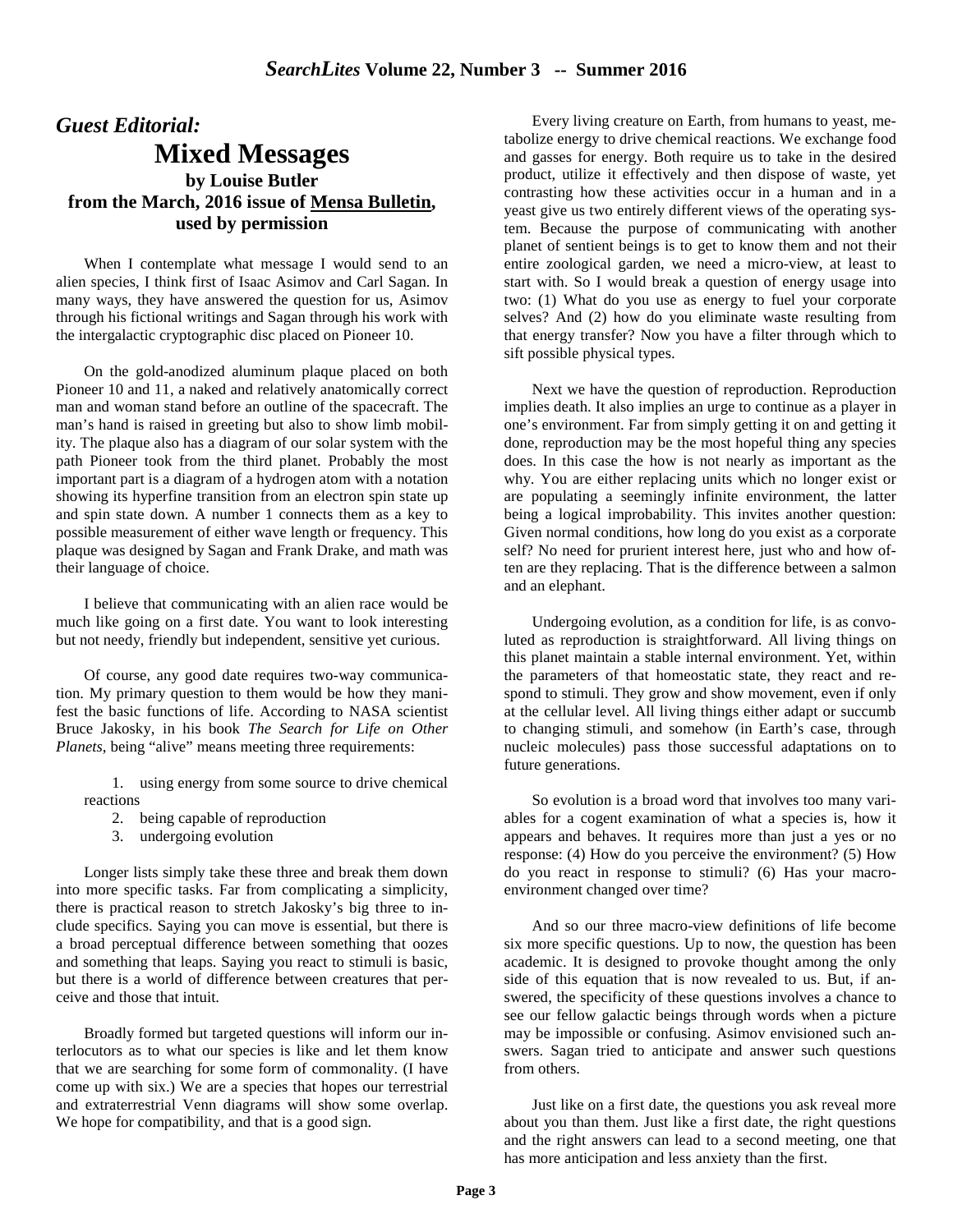## *Guest Editorial:*

# Mixed Messages

### by Louise Butler
### from the March, 2016 issue of Mensa Bulletin, used by permission

When I contemplate what message I would send to an alien species, I think first of Isaac Asimov and Carl Sagan. In many ways, they have answered the question for us, Asimov through his fictional writings and Sagan through his work with the intergalactic cryptographic disc placed on Pioneer 10.

On the gold-anodized aluminum plaque placed on both Pioneer 10 and 11, a naked and relatively anatomically correct man and woman stand before an outline of the spacecraft. The man's hand is raised in greeting but also to show limb mobility. The plaque also has a diagram of our solar system with the path Pioneer took from the third planet. Probably the most important part is a diagram of a hydrogen atom with a notation showing its hyperfine transition from an electron spin state up and spin state down. A number 1 connects them as a key to possible measurement of either wave length or frequency. This plaque was designed by Sagan and Frank Drake, and math was their language of choice.

I believe that communicating with an alien race would be much like going on a first date. You want to look interesting but not needy, friendly but independent, sensitive yet curious.

Of course, any good date requires two-way communication. My primary question to them would be how they manifest the basic functions of life. According to NASA scientist Bruce Jakosky, in his book *The Search for Life on Other Planets*, being "alive" means meeting three requirements:

1. using energy from some source to drive chemical reactions
2. being capable of reproduction
3. undergoing evolution

Longer lists simply take these three and break them down into more specific tasks. Far from complicating a simplicity, there is practical reason to stretch Jakosky's big three to include specifics. Saying you can move is essential, but there is a broad perceptual difference between something that oozes and something that leaps. Saying you react to stimuli is basic, but there is a world of difference between creatures that perceive and those that intuit.

Broadly formed but targeted questions will inform our interlocutors as to what our species is like and let them know that we are searching for some form of commonality. (I have come up with six.) We are a species that hopes our terrestrial and extraterrestrial Venn diagrams will show some overlap. We hope for compatibility, and that is a good sign.

Every living creature on Earth, from humans to yeast, metabolize energy to drive chemical reactions. We exchange food and gasses for energy. Both require us to take in the desired product, utilize it effectively and then dispose of waste, yet contrasting how these activities occur in a human and in a yeast give us two entirely different views of the operating system. Because the purpose of communicating with another planet of sentient beings is to get to know them and not their entire zoological garden, we need a micro-view, at least to start with. So I would break a question of energy usage into two: (1) What do you use as energy to fuel your corporate selves? And (2) how do you eliminate waste resulting from that energy transfer? Now you have a filter through which to sift possible physical types.

Next we have the question of reproduction. Reproduction implies death. It also implies an urge to continue as a player in one's environment. Far from simply getting it on and getting it done, reproduction may be the most hopeful thing any species does. In this case the how is not nearly as important as the why. You are either replacing units which no longer exist or are populating a seemingly infinite environment, the latter being a logical improbability. This invites another question: Given normal conditions, how long do you exist as a corporate self? No need for prurient interest here, just who and how often are they replacing. That is the difference between a salmon and an elephant.

Undergoing evolution, as a condition for life, is as convoluted as reproduction is straightforward. All living things on this planet maintain a stable internal environment. Yet, within the parameters of that homeostatic state, they react and respond to stimuli. They grow and show movement, even if only at the cellular level. All living things either adapt or succumb to changing stimuli, and somehow (in Earth's case, through nucleic molecules) pass those successful adaptations on to future generations.

So evolution is a broad word that involves too many variables for a cogent examination of what a species is, how it appears and behaves. It requires more than just a yes or no response: (4) How do you perceive the environment? (5) How do you react in response to stimuli? (6) Has your macro-environment changed over time?

And so our three macro-view definitions of life become six more specific questions. Up to now, the question has been academic. It is designed to provoke thought among the only side of this equation that is now revealed to us. But, if answered, the specificity of these questions involves a chance to see our fellow galactic beings through words when a picture may be impossible or confusing. Asimov envisioned such answers. Sagan tried to anticipate and answer such questions from others.

Just like on a first date, the questions you ask reveal more about you than them. Just like a first date, the right questions and the right answers can lead to a second meeting, one that has more anticipation and less anxiety than the first.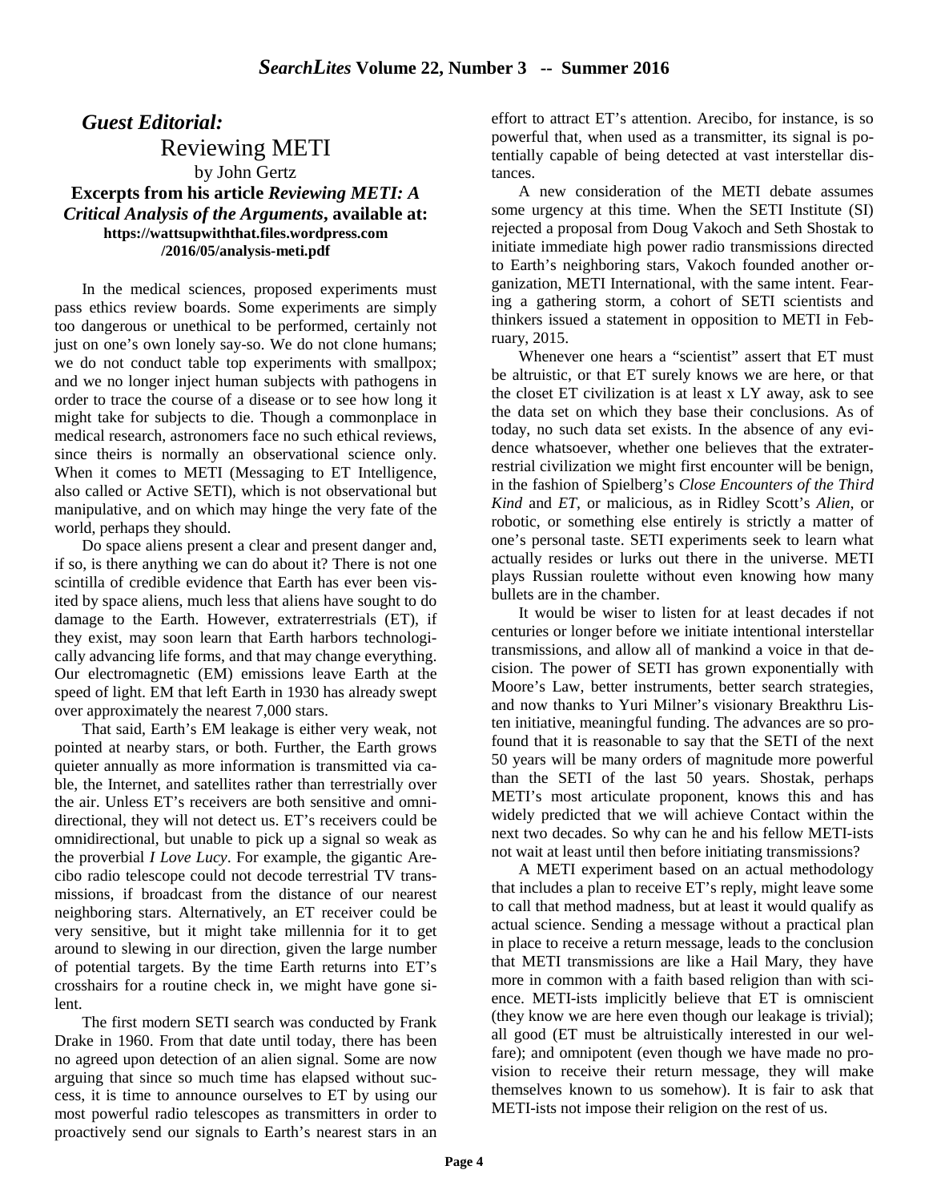## *Guest Editorial:*

# Reviewing METI

by John Gertz

**Excerpts from his article *Reviewing METI: A Critical Analysis of the Arguments*, available at:**
**https://wattsupwiththat.files.wordpress.com /2016/05/analysis-meti.pdf**

In the medical sciences, proposed experiments must pass ethics review boards. Some experiments are simply too dangerous or unethical to be performed, certainly not just on one's own lonely say-so. We do not clone humans; we do not conduct table top experiments with smallpox; and we no longer inject human subjects with pathogens in order to trace the course of a disease or to see how long it might take for subjects to die. Though a commonplace in medical research, astronomers face no such ethical reviews, since theirs is normally an observational science only. When it comes to METI (Messaging to ET Intelligence, also called or Active SETI), which is not observational but manipulative, and on which may hinge the very fate of the world, perhaps they should.

Do space aliens present a clear and present danger and, if so, is there anything we can do about it? There is not one scintilla of credible evidence that Earth has ever been visited by space aliens, much less that aliens have sought to do damage to the Earth. However, extraterrestrials (ET), if they exist, may soon learn that Earth harbors technologically advancing life forms, and that may change everything. Our electromagnetic (EM) emissions leave Earth at the speed of light. EM that left Earth in 1930 has already swept over approximately the nearest 7,000 stars.

That said, Earth's EM leakage is either very weak, not pointed at nearby stars, or both. Further, the Earth grows quieter annually as more information is transmitted via cable, the Internet, and satellites rather than terrestrially over the air. Unless ET's receivers are both sensitive and omnidirectional, they will not detect us. ET's receivers could be omnidirectional, but unable to pick up a signal so weak as the proverbial *I Love Lucy*. For example, the gigantic Arecibo radio telescope could not decode terrestrial TV transmissions, if broadcast from the distance of our nearest neighboring stars. Alternatively, an ET receiver could be very sensitive, but it might take millennia for it to get around to slewing in our direction, given the large number of potential targets. By the time Earth returns into ET's crosshairs for a routine check in, we might have gone silent.

The first modern SETI search was conducted by Frank Drake in 1960. From that date until today, there has been no agreed upon detection of an alien signal. Some are now arguing that since so much time has elapsed without success, it is time to announce ourselves to ET by using our most powerful radio telescopes as transmitters in order to proactively send our signals to Earth's nearest stars in an effort to attract ET's attention. Arecibo, for instance, is so powerful that, when used as a transmitter, its signal is potentially capable of being detected at vast interstellar distances.

A new consideration of the METI debate assumes some urgency at this time. When the SETI Institute (SI) rejected a proposal from Doug Vakoch and Seth Shostak to initiate immediate high power radio transmissions directed to Earth's neighboring stars, Vakoch founded another organization, METI International, with the same intent. Fearing a gathering storm, a cohort of SETI scientists and thinkers issued a statement in opposition to METI in February, 2015.

Whenever one hears a "scientist" assert that ET must be altruistic, or that ET surely knows we are here, or that the closet ET civilization is at least x LY away, ask to see the data set on which they base their conclusions. As of today, no such data set exists. In the absence of any evidence whatsoever, whether one believes that the extraterrestrial civilization we might first encounter will be benign, in the fashion of Spielberg's *Close Encounters of the Third Kind* and *ET*, or malicious, as in Ridley Scott's *Alien*, or robotic, or something else entirely is strictly a matter of one's personal taste. SETI experiments seek to learn what actually resides or lurks out there in the universe. METI plays Russian roulette without even knowing how many bullets are in the chamber.

It would be wiser to listen for at least decades if not centuries or longer before we initiate intentional interstellar transmissions, and allow all of mankind a voice in that decision. The power of SETI has grown exponentially with Moore's Law, better instruments, better search strategies, and now thanks to Yuri Milner's visionary Breakthru Listen initiative, meaningful funding. The advances are so profound that it is reasonable to say that the SETI of the next 50 years will be many orders of magnitude more powerful than the SETI of the last 50 years. Shostak, perhaps METI's most articulate proponent, knows this and has widely predicted that we will achieve Contact within the next two decades. So why can he and his fellow METI-ists not wait at least until then before initiating transmissions?

A METI experiment based on an actual methodology that includes a plan to receive ET's reply, might leave some to call that method madness, but at least it would qualify as actual science. Sending a message without a practical plan in place to receive a return message, leads to the conclusion that METI transmissions are like a Hail Mary, they have more in common with a faith based religion than with science. METI-ists implicitly believe that ET is omniscient (they know we are here even though our leakage is trivial); all good (ET must be altruistically interested in our welfare); and omnipotent (even though we have made no provision to receive their return message, they will make themselves known to us somehow). It is fair to ask that METI-ists not impose their religion on the rest of us.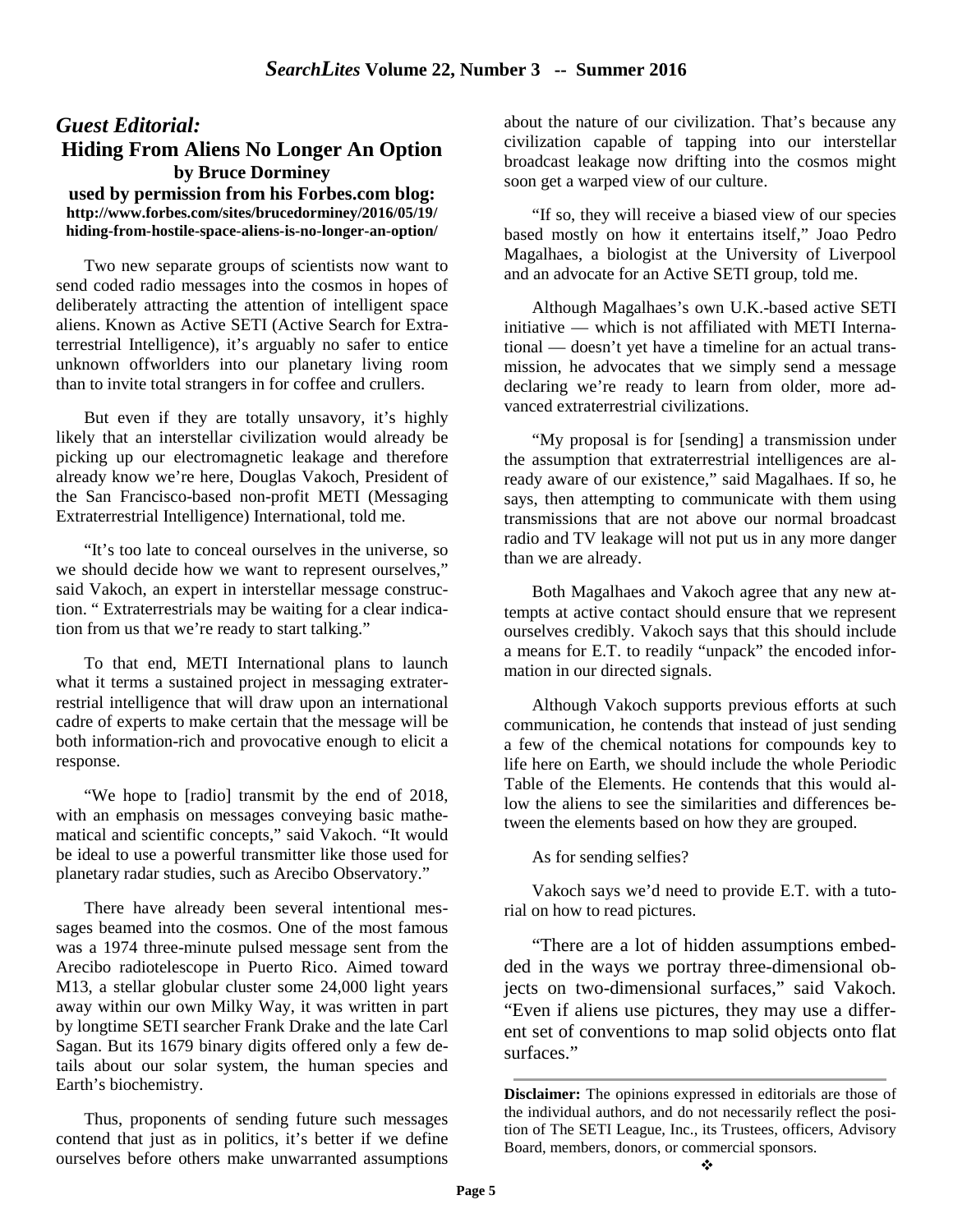## *Guest Editorial:*

## Hiding From Aliens No Longer An Option

**by Bruce Dorminey**

**used by permission from his Forbes.com blog:**
**http://www.forbes.com/sites/brucedorminey/2016/05/19/hiding-from-hostile-space-aliens-is-no-longer-an-option/**

Two new separate groups of scientists now want to send coded radio messages into the cosmos in hopes of deliberately attracting the attention of intelligent space aliens. Known as Active SETI (Active Search for Extraterrestrial Intelligence), it's arguably no safer to entice unknown offworlders into our planetary living room than to invite total strangers in for coffee and crullers.

But even if they are totally unsavory, it's highly likely that an interstellar civilization would already be picking up our electromagnetic leakage and therefore already know we're here, Douglas Vakoch, President of the San Francisco-based non-profit METI (Messaging Extraterrestrial Intelligence) International, told me.

"It's too late to conceal ourselves in the universe, so we should decide how we want to represent ourselves," said Vakoch, an expert in interstellar message construction. " Extraterrestrials may be waiting for a clear indication from us that we're ready to start talking."

To that end, METI International plans to launch what it terms a sustained project in messaging extraterrestrial intelligence that will draw upon an international cadre of experts to make certain that the message will be both information-rich and provocative enough to elicit a response.

"We hope to [radio] transmit by the end of 2018, with an emphasis on messages conveying basic mathematical and scientific concepts," said Vakoch. "It would be ideal to use a powerful transmitter like those used for planetary radar studies, such as Arecibo Observatory."

There have already been several intentional messages beamed into the cosmos. One of the most famous was a 1974 three-minute pulsed message sent from the Arecibo radiotelescope in Puerto Rico. Aimed toward M13, a stellar globular cluster some 24,000 light years away within our own Milky Way, it was written in part by longtime SETI searcher Frank Drake and the late Carl Sagan. But its 1679 binary digits offered only a few details about our solar system, the human species and Earth's biochemistry.

Thus, proponents of sending future such messages contend that just as in politics, it's better if we define ourselves before others make unwarranted assumptions about the nature of our civilization. That's because any civilization capable of tapping into our interstellar broadcast leakage now drifting into the cosmos might soon get a warped view of our culture.

"If so, they will receive a biased view of our species based mostly on how it entertains itself," Joao Pedro Magalhaes, a biologist at the University of Liverpool and an advocate for an Active SETI group, told me.

Although Magalhaes's own U.K.-based active SETI initiative — which is not affiliated with METI International — doesn't yet have a timeline for an actual transmission, he advocates that we simply send a message declaring we're ready to learn from older, more advanced extraterrestrial civilizations.

"My proposal is for [sending] a transmission under the assumption that extraterrestrial intelligences are already aware of our existence," said Magalhaes. If so, he says, then attempting to communicate with them using transmissions that are not above our normal broadcast radio and TV leakage will not put us in any more danger than we are already.

Both Magalhaes and Vakoch agree that any new attempts at active contact should ensure that we represent ourselves credibly. Vakoch says that this should include a means for E.T. to readily "unpack" the encoded information in our directed signals.

Although Vakoch supports previous efforts at such communication, he contends that instead of just sending a few of the chemical notations for compounds key to life here on Earth, we should include the whole Periodic Table of the Elements. He contends that this would allow the aliens to see the similarities and differences between the elements based on how they are grouped.

As for sending selfies?

Vakoch says we'd need to provide E.T. with a tutorial on how to read pictures.

"There are a lot of hidden assumptions embedded in the ways we portray three-dimensional objects on two-dimensional surfaces," said Vakoch. "Even if aliens use pictures, they may use a different set of conventions to map solid objects onto flat surfaces."

---

**Disclaimer:** The opinions expressed in editorials are those of the individual authors, and do not necessarily reflect the position of The SETI League, Inc., its Trustees, officers, Advisory Board, members, donors, or commercial sponsors.

❖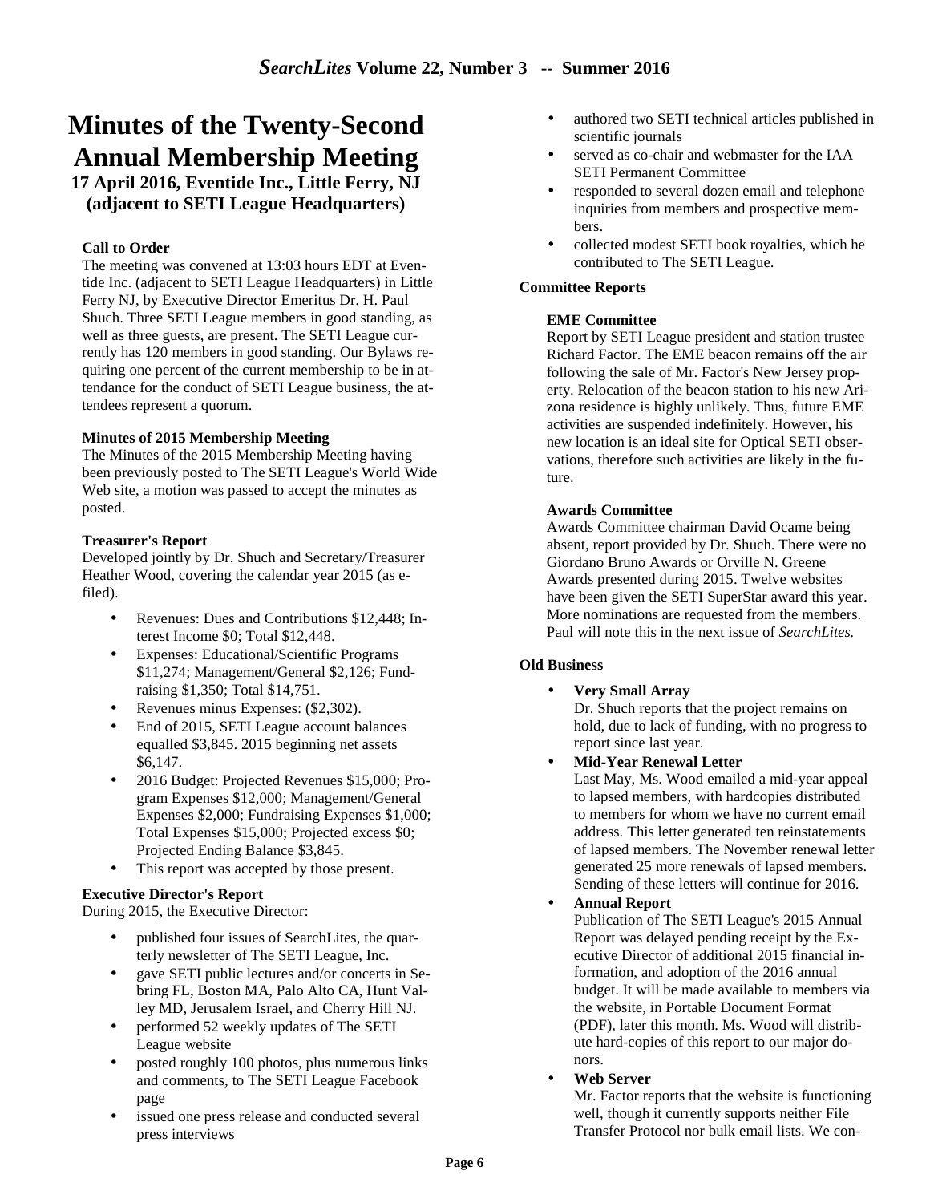# Minutes of the Twenty-Second Annual Membership Meeting

**17 April 2016, Eventide Inc., Little Ferry, NJ (adjacent to SETI League Headquarters)**

### Call to Order

The meeting was convened at 13:03 hours EDT at Eventide Inc. (adjacent to SETI League Headquarters) in Little Ferry NJ, by Executive Director Emeritus Dr. H. Paul Shuch. Three SETI League members in good standing, as well as three guests, are present. The SETI League currently has 120 members in good standing. Our Bylaws requiring one percent of the current membership to be in attendance for the conduct of SETI League business, the attendees represent a quorum.

### Minutes of 2015 Membership Meeting

The Minutes of the 2015 Membership Meeting having been previously posted to The SETI League's World Wide Web site, a motion was passed to accept the minutes as posted.

### Treasurer's Report

Developed jointly by Dr. Shuch and Secretary/Treasurer Heather Wood, covering the calendar year 2015 (as e-filed).

- Revenues: Dues and Contributions $12,448; Interest Income $0; Total $12,448.
- Expenses: Educational/Scientific Programs $11,274; Management/General $2,126; Fundraising $1,350; Total $14,751.
- Revenues minus Expenses: ($2,302).
- End of 2015, SETI League account balances equalled $3,845. 2015 beginning net assets $6,147.
- 2016 Budget: Projected Revenues $15,000; Program Expenses $12,000; Management/General Expenses $2,000; Fundraising Expenses $1,000; Total Expenses $15,000; Projected excess $0; Projected Ending Balance $3,845.
- This report was accepted by those present.

### Executive Director's Report

During 2015, the Executive Director:

- published four issues of SearchLites, the quarterly newsletter of The SETI League, Inc.
- gave SETI public lectures and/or concerts in Sebring FL, Boston MA, Palo Alto CA, Hunt Valley MD, Jerusalem Israel, and Cherry Hill NJ.
- performed 52 weekly updates of The SETI League website
- posted roughly 100 photos, plus numerous links and comments, to The SETI League Facebook page
- issued one press release and conducted several press interviews
- authored two SETI technical articles published in scientific journals
- served as co-chair and webmaster for the IAA SETI Permanent Committee
- responded to several dozen email and telephone inquiries from members and prospective members.
- collected modest SETI book royalties, which he contributed to The SETI League.

### Committee Reports

#### EME Committee

Report by SETI League president and station trustee Richard Factor. The EME beacon remains off the air following the sale of Mr. Factor's New Jersey property. Relocation of the beacon station to his new Arizona residence is highly unlikely. Thus, future EME activities are suspended indefinitely. However, his new location is an ideal site for Optical SETI observations, therefore such activities are likely in the future.

#### Awards Committee

Awards Committee chairman David Ocame being absent, report provided by Dr. Shuch. There were no Giordano Bruno Awards or Orville N. Greene Awards presented during 2015. Twelve websites have been given the SETI SuperStar award this year. More nominations are requested from the members. Paul will note this in the next issue of *SearchLites.*

### Old Business

- **Very Small Array**
  Dr. Shuch reports that the project remains on hold, due to lack of funding, with no progress to report since last year.
- **Mid-Year Renewal Letter**
  Last May, Ms. Wood emailed a mid-year appeal to lapsed members, with hardcopies distributed to members for whom we have no current email address. This letter generated ten reinstatements of lapsed members. The November renewal letter generated 25 more renewals of lapsed members. Sending of these letters will continue for 2016.
- **Annual Report**
  Publication of The SETI League's 2015 Annual Report was delayed pending receipt by the Executive Director of additional 2015 financial information, and adoption of the 2016 annual budget. It will be made available to members via the website, in Portable Document Format (PDF), later this month. Ms. Wood will distribute hard-copies of this report to our major donors.
- **Web Server**
  Mr. Factor reports that the website is functioning well, though it currently supports neither File Transfer Protocol nor bulk email lists. We con-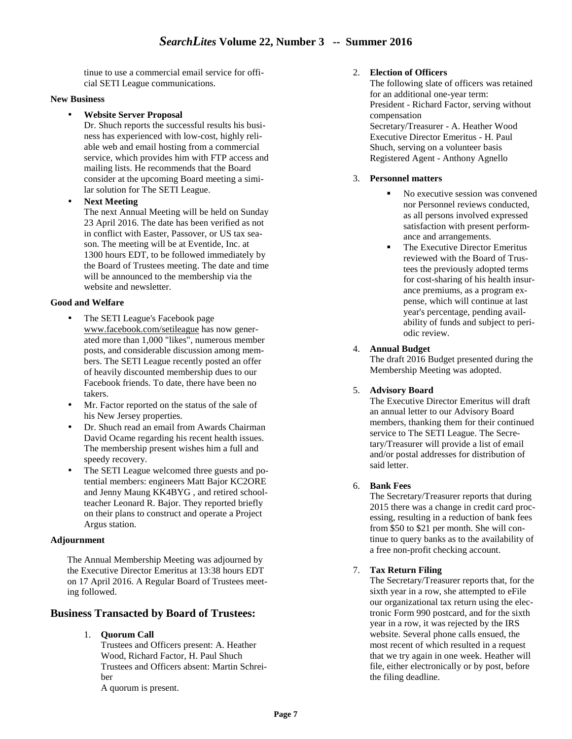tinue to use a commercial email service for official SETI League communications.

**New Business**

- **Website Server Proposal**
  Dr. Shuch reports the successful results his business has experienced with low-cost, highly reliable web and email hosting from a commercial service, which provides him with FTP access and mailing lists. He recommends that the Board consider at the upcoming Board meeting a similar solution for The SETI League.
- **Next Meeting**
  The next Annual Meeting will be held on Sunday 23 April 2016. The date has been verified as not in conflict with Easter, Passover, or US tax season. The meeting will be at Eventide, Inc. at 1300 hours EDT, to be followed immediately by the Board of Trustees meeting. The date and time will be announced to the membership via the website and newsletter.

**Good and Welfare**

- The SETI League's Facebook page www.facebook.com/setileague has now generated more than 1,000 "likes", numerous member posts, and considerable discussion among members. The SETI League recently posted an offer of heavily discounted membership dues to our Facebook friends. To date, there have been no takers.
- Mr. Factor reported on the status of the sale of his New Jersey properties.
- Dr. Shuch read an email from Awards Chairman David Ocame regarding his recent health issues. The membership present wishes him a full and speedy recovery.
- The SETI League welcomed three guests and potential members: engineers Matt Bajor KC2ORE and Jenny Maung KK4BYG , and retired schoolteacher Leonard R. Bajor. They reported briefly on their plans to construct and operate a Project Argus station.

**Adjournment**

The Annual Membership Meeting was adjourned by the Executive Director Emeritus at 13:38 hours EDT on 17 April 2016. A Regular Board of Trustees meeting followed.

## Business Transacted by Board of Trustees:

1. **Quorum Call**
   Trustees and Officers present: A. Heather Wood, Richard Factor, H. Paul Shuch
   Trustees and Officers absent: Martin Schreiber
   A quorum is present.
2. **Election of Officers**
   The following slate of officers was retained for an additional one-year term:
   President - Richard Factor, serving without compensation
   Secretary/Treasurer - A. Heather Wood
   Executive Director Emeritus - H. Paul Shuch, serving on a volunteer basis
   Registered Agent - Anthony Agnello
3. **Personnel matters**
   - No executive session was convened nor Personnel reviews conducted, as all persons involved expressed satisfaction with present performance and arrangements.
   - The Executive Director Emeritus reviewed with the Board of Trustees the previously adopted terms for cost-sharing of his health insurance premiums, as a program expense, which will continue at last year's percentage, pending availability of funds and subject to periodic review.
4. **Annual Budget**
   The draft 2016 Budget presented during the Membership Meeting was adopted.
5. **Advisory Board**
   The Executive Director Emeritus will draft an annual letter to our Advisory Board members, thanking them for their continued service to The SETI League. The Secretary/Treasurer will provide a list of email and/or postal addresses for distribution of said letter.
6. **Bank Fees**
   The Secretary/Treasurer reports that during 2015 there was a change in credit card processing, resulting in a reduction of bank fees from $50 to $21 per month. She will continue to query banks as to the availability of a free non-profit checking account.
7. **Tax Return Filing**
   The Secretary/Treasurer reports that, for the sixth year in a row, she attempted to eFile our organizational tax return using the electronic Form 990 postcard, and for the sixth year in a row, it was rejected by the IRS website. Several phone calls ensued, the most recent of which resulted in a request that we try again in one week. Heather will file, either electronically or by post, before the filing deadline.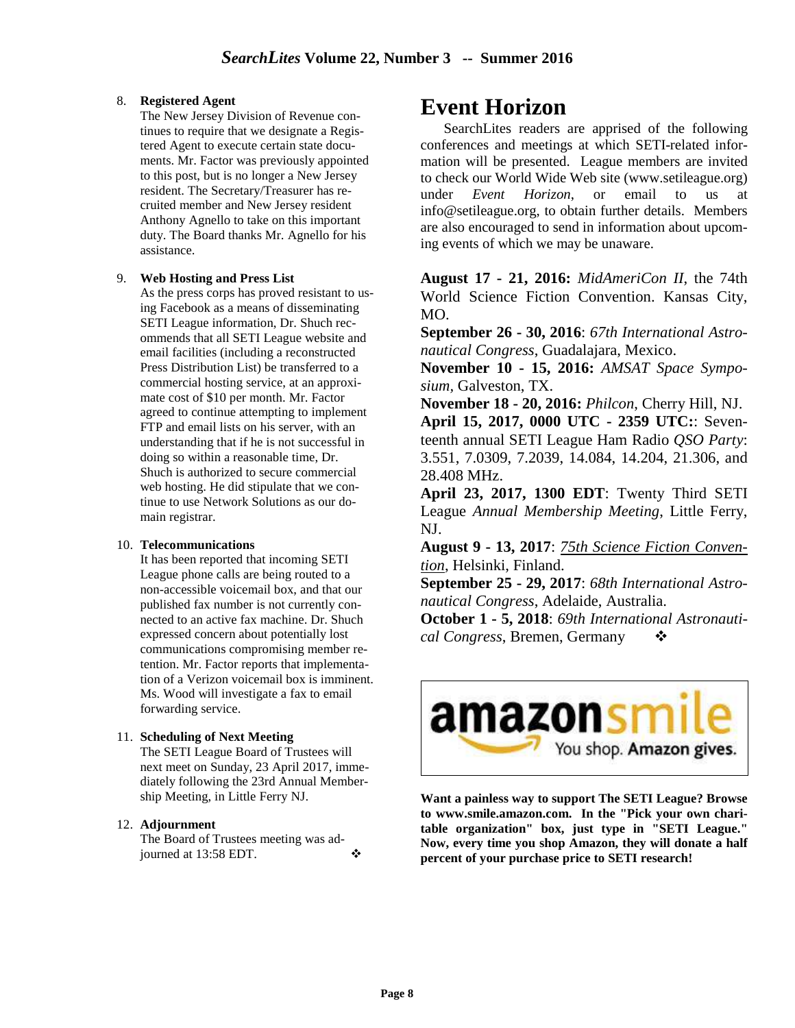8. **Registered Agent**
   The New Jersey Division of Revenue continues to require that we designate a Registered Agent to execute certain state documents. Mr. Factor was previously appointed to this post, but is no longer a New Jersey resident. The Secretary/Treasurer has recruited member and New Jersey resident Anthony Agnello to take on this important duty. The Board thanks Mr. Agnello for his assistance.

9. **Web Hosting and Press List**
   As the press corps has proved resistant to using Facebook as a means of disseminating SETI League information, Dr. Shuch recommends that all SETI League website and email facilities (including a reconstructed Press Distribution List) be transferred to a commercial hosting service, at an approximate cost of $10 per month. Mr. Factor agreed to continue attempting to implement FTP and email lists on his server, with an understanding that if he is not successful in doing so within a reasonable time, Dr. Shuch is authorized to secure commercial web hosting. He did stipulate that we continue to use Network Solutions as our domain registrar.

10. **Telecommunications**
    It has been reported that incoming SETI League phone calls are being routed to a non-accessible voicemail box, and that our published fax number is not currently connected to an active fax machine. Dr. Shuch expressed concern about potentially lost communications compromising member retention. Mr. Factor reports that implementation of a Verizon voicemail box is imminent. Ms. Wood will investigate a fax to email forwarding service.

11. **Scheduling of Next Meeting**
    The SETI League Board of Trustees will next meet on Sunday, 23 April 2017, immediately following the 23rd Annual Membership Meeting, in Little Ferry NJ.

12. **Adjournment**
    The Board of Trustees meeting was adjourned at 13:58 EDT. ❖

# Event Horizon

SearchLites readers are apprised of the following conferences and meetings at which SETI-related information will be presented. League members are invited to check our World Wide Web site (www.setileague.org) under *Event Horizon*, or email to us at info@setileague.org, to obtain further details. Members are also encouraged to send in information about upcoming events of which we may be unaware.

**August 17 - 21, 2016:** *MidAmeriCon II*, the 74th World Science Fiction Convention. Kansas City, MO.

**September 26 - 30, 2016**: *67th International Astronautical Congress*, Guadalajara, Mexico.

**November 10 - 15, 2016:** *AMSAT Space Symposium*, Galveston, TX.

**November 18 - 20, 2016:** *Philcon*, Cherry Hill, NJ.

**April 15, 2017, 0000 UTC - 2359 UTC:**: Seventeenth annual SETI League Ham Radio *QSO Party*: 3.551, 7.0309, 7.2039, 14.084, 14.204, 21.306, and 28.408 MHz.

**April 23, 2017, 1300 EDT**: Twenty Third SETI League *Annual Membership Meeting*, Little Ferry, NJ.

**August 9 - 13, 2017**: *75th Science Fiction Convention*, Helsinki, Finland.

**September 25 - 29, 2017**: *68th International Astronautical Congress*, Adelaide, Australia.

**October 1 - 5, 2018**: *69th International Astronautical Congress*, Bremen, Germany ❖

amazonsmile — You shop. Amazon gives.

**Want a painless way to support The SETI League? Browse to www.smile.amazon.com. In the "Pick your own charitable organization" box, just type in "SETI League." Now, every time you shop Amazon, they will donate a half percent of your purchase price to SETI research!**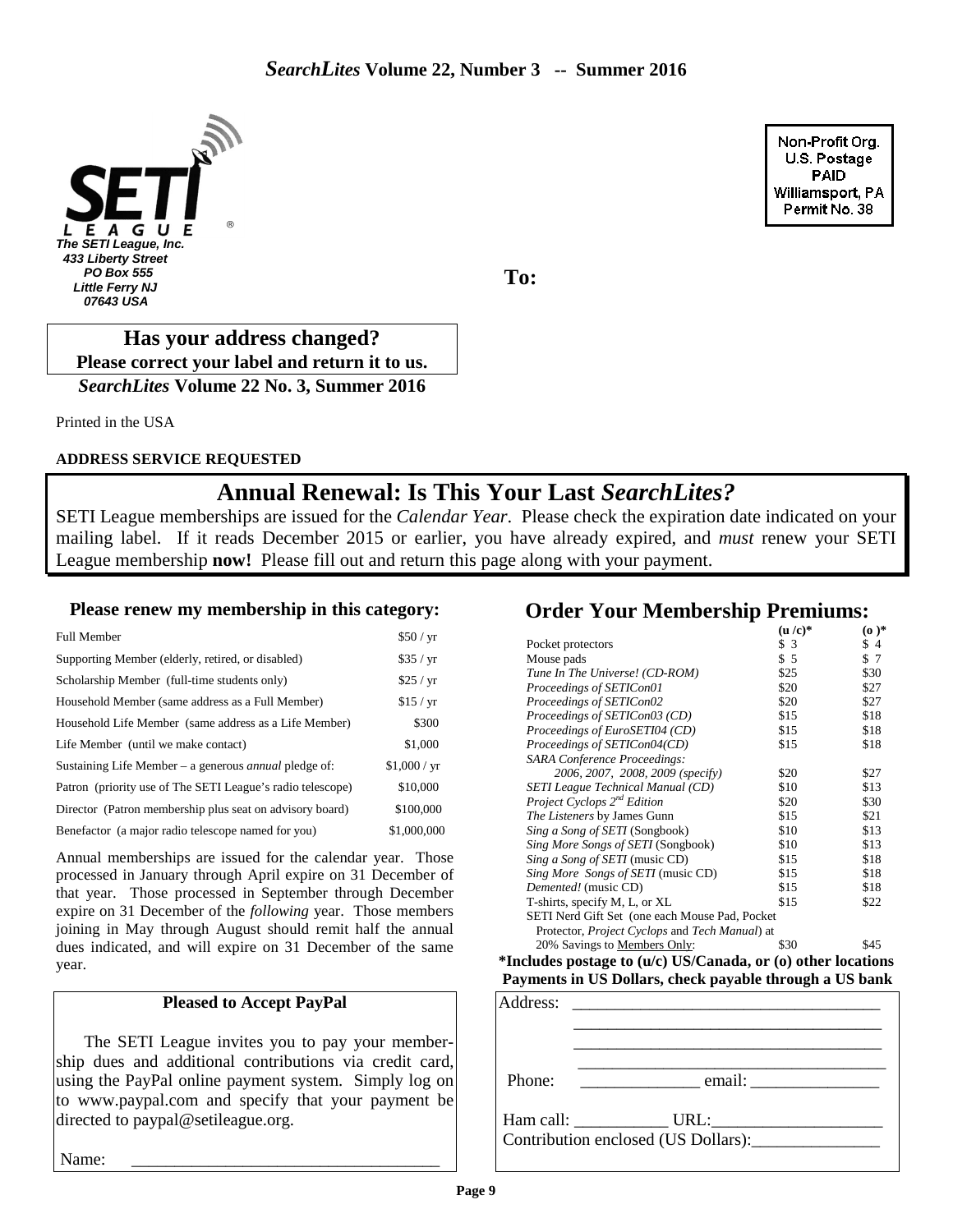The SETI League, Inc.
433 Liberty Street
PO Box 555
Little Ferry NJ
07643 USA

Non-Profit Org.
U.S. Postage
PAID
Williamsport, PA
Permit No. 38

**To:**

**Has your address changed?**
**Please correct your label and return it to us.**
***SearchLites* Volume 22 No. 3, Summer 2016**

Printed in the USA

**ADDRESS SERVICE REQUESTED**

# Annual Renewal: Is This Your Last *SearchLites?*

SETI League memberships are issued for the *Calendar Year*. Please check the expiration date indicated on your mailing label. If it reads December 2015 or earlier, you have already expired, and *must* renew your SETI League membership **now!** Please fill out and return this page along with your payment.

## Please renew my membership in this category:

| | |
|---|---|
| Full Member | $50 / yr |
| Supporting Member (elderly, retired, or disabled) | $35 / yr |
| Scholarship Member (full-time students only) | $25 / yr |
| Household Member (same address as a Full Member) | $15 / yr |
| Household Life Member (same address as a Life Member) | $300 |
| Life Member (until we make contact) | $1,000 |
| Sustaining Life Member – a generous *annual* pledge of: | $1,000 / yr |
| Patron (priority use of The SETI League's radio telescope) | $10,000 |
| Director (Patron membership plus seat on advisory board) | $100,000 |
| Benefactor (a major radio telescope named for you) | $1,000,000 |

Annual memberships are issued for the calendar year. Those processed in January through April expire on 31 December of that year. Those processed in September through December expire on 31 December of the *following* year. Those members joining in May through August should remit half the annual dues indicated, and will expire on 31 December of the same year.

**Pleased to Accept PayPal**

The SETI League invites you to pay your membership dues and additional contributions via credit card, using the PayPal online payment system. Simply log on to www.paypal.com and specify that your payment be directed to paypal@setileague.org.

Name: ___________________________________

## Order Your Membership Premiums:

| | (u /c)* | (o )* |
|---|---|---|
| Pocket protectors | $ 3 | $ 4 |
| Mouse pads | $ 5 | $ 7 |
| *Tune In The Universe! (CD-ROM)* | $25 | $30 |
| *Proceedings of SETICon01* | $20 | $27 |
| *Proceedings of SETICon02* | $20 | $27 |
| *Proceedings of SETICon03 (CD)* | $15 | $18 |
| *Proceedings of EuroSETI04 (CD)* | $15 | $18 |
| *Proceedings of SETICon04(CD)* | $15 | $18 |
| *SARA Conference Proceedings: 2006, 2007, 2008, 2009 (specify)* | $20 | $27 |
| *SETI League Technical Manual (CD)* | $10 | $13 |
| *Project Cyclops 2nd Edition* | $20 | $30 |
| *The Listeners* by James Gunn | $15 | $21 |
| *Sing a Song of SETI* (Songbook) | $10 | $13 |
| *Sing More Songs of SETI* (Songbook) | $10 | $13 |
| *Sing a Song of SETI* (music CD) | $15 | $18 |
| *Sing More Songs of SETI* (music CD) | $15 | $18 |
| *Demented!* (music CD) | $15 | $18 |
| T-shirts, specify M, L, or XL | $15 | $22 |
| SETI Nerd Gift Set (one each Mouse Pad, Pocket Protector, *Project Cyclops* and *Tech Manual*) at 20% Savings to Members Only: | $30 | $45 |

**\*Includes postage to (u/c) US/Canada, or (o) other locations**
**Payments in US Dollars, check payable through a US bank**

Address: ___________________________________
___________________________________
___________________________________
___________________________________

Phone: ______________ email: ______________

Ham call: ___________ URL:____________________

Contribution enclosed (US Dollars):_______________